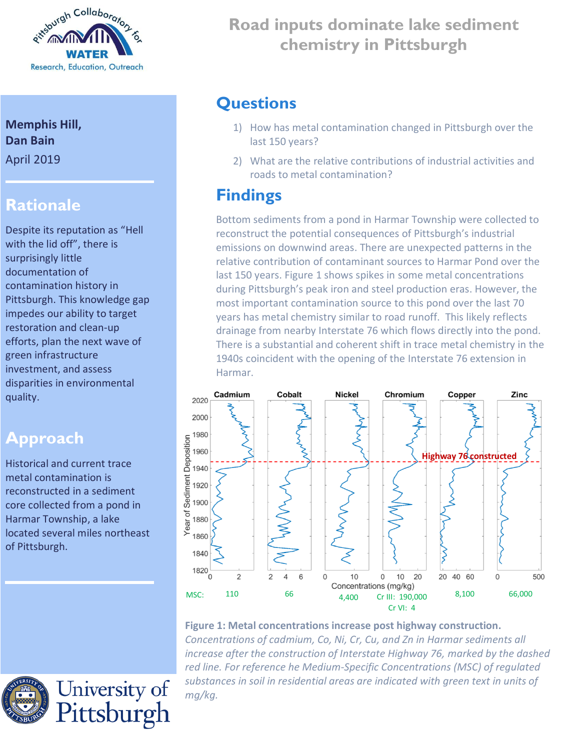# Road inputs dominate lake sediment chemistry in Pittsburgh

**Memphis Hill, Dan Bain**

April 2019

## Rationale

Despite its reputation as "Hell with the lid off", there is surprisingly little documentation of contamination history in Pittsburgh. This knowledge gap impedes our ability to target restoration and clean-up efforts, plan the next wave of green infrastructure investment, and assess disparities in environmental quality.

## Approach

Historical and current trace metal contamination is reconstructed in a sediment core collected from a pond in Harmar Township, a lake located several miles northeast of Pittsburgh.

## Questions

1) How has metal contamination changed in Pittsburgh over the last 150 years?
2) What are the relative contributions of industrial activities and roads to metal contamination?

## Findings

Bottom sediments from a pond in Harmar Township were collected to reconstruct the potential consequences of Pittsburgh's industrial emissions on downwind areas. There are unexpected patterns in the relative contribution of contaminant sources to Harmar Pond over the last 150 years. Figure 1 shows spikes in some metal concentrations during Pittsburgh's peak iron and steel production eras. However, the most important contamination source to this pond over the last 70 years has metal chemistry similar to road runoff. This likely reflects drainage from nearby Interstate 76 which flows directly into the pond. There is a substantial and coherent shift in trace metal chemistry in the 1940s coincident with the opening of the Interstate 76 extension in Harmar.

| | Cadmium | Cobalt | Nickel | Chromium | Copper | Zinc |
|---|---|---|---|---|---|---|
| MSC: | 110 | 66 | 4,400 | Cr III: 190,000; Cr VI: 4 | 8,100 | 66,000 |

**Figure 1: Metal concentrations increase post highway construction.** *Concentrations of cadmium, Co, Ni, Cr, Cu, and Zn in Harmar sediments all increase after the construction of Interstate Highway 76, marked by the dashed red line. For reference he Medium-Specific Concentrations (MSC) of regulated substances in soil in residential areas are indicated with green text in units of mg/kg.*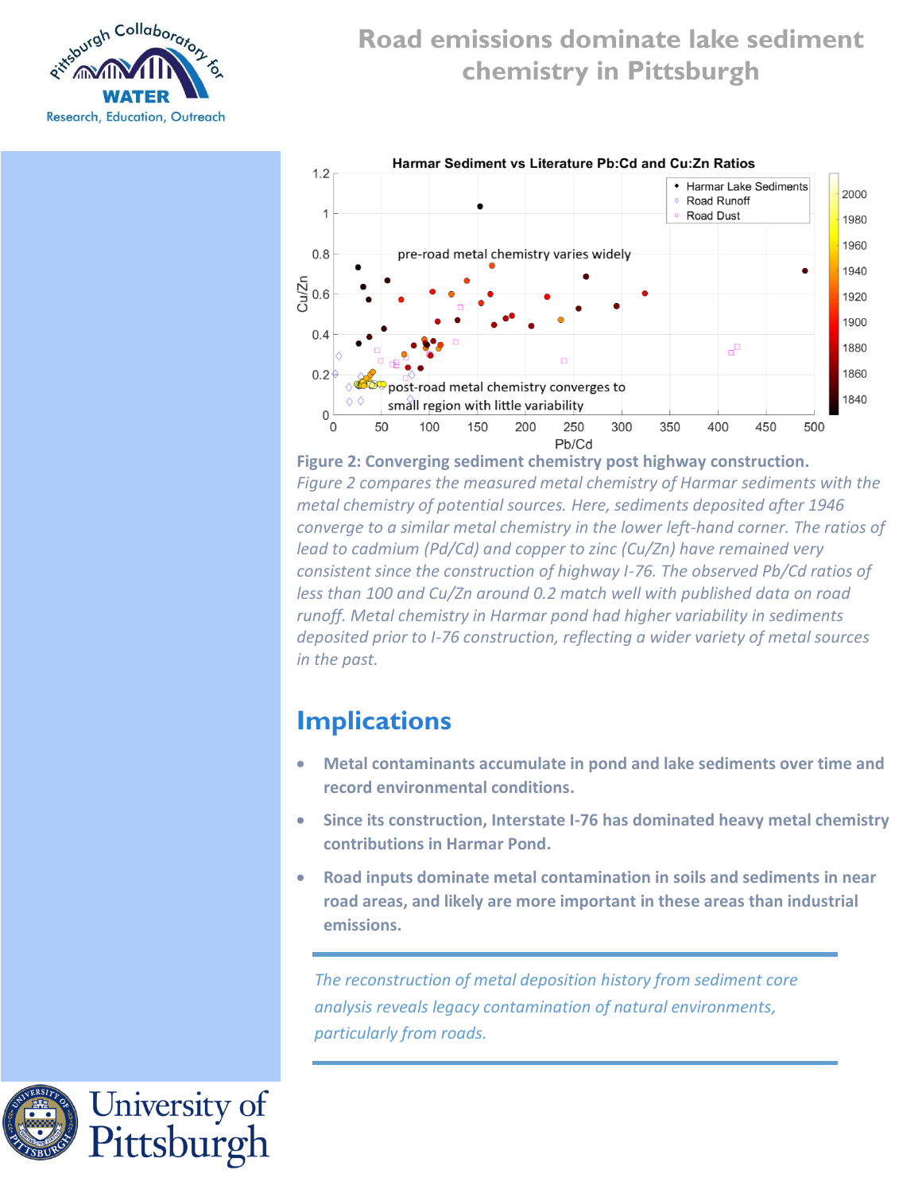Harmar Sediment vs Literature Pb:Cd and Cu:Zn Ratios

Harmar Lake Sediments
Road Runoff
Road Dust

pre-road metal chemistry varies widely

post-road metal chemistry converges to small region with little variability

Cu/Zn

Pb/Cd

0
0.2
0.4
0.6
0.8
1
1.2

0
50
100
150
200
250
300
350
400
450
500

1840
1860
1880
1900
1920
1940
1960
1980
2000

**Figure 2: Converging sediment chemistry post highway construction.** *Figure 2 compares the measured metal chemistry of Harmar sediments with the metal chemistry of potential sources. Here, sediments deposited after 1946 converge to a similar metal chemistry in the lower left-hand corner. The ratios of lead to cadmium (Pd/Cd) and copper to zinc (Cu/Zn) have remained very consistent since the construction of highway I-76. The observed Pb/Cd ratios of less than 100 and Cu/Zn around 0.2 match well with published data on road runoff. Metal chemistry in Harmar pond had higher variability in sediments deposited prior to I-76 construction, reflecting a wider variety of metal sources in the past.*

## Implications

- **Metal contaminants accumulate in pond and lake sediments over time and record environmental conditions.**
- **Since its construction, Interstate I-76 has dominated heavy metal chemistry contributions in Harmar Pond.**
- **Road inputs dominate metal contamination in soils and sediments in near road areas, and likely are more important in these areas than industrial emissions.**

*The reconstruction of metal deposition history from sediment core analysis reveals legacy contamination of natural environments, particularly from roads.*